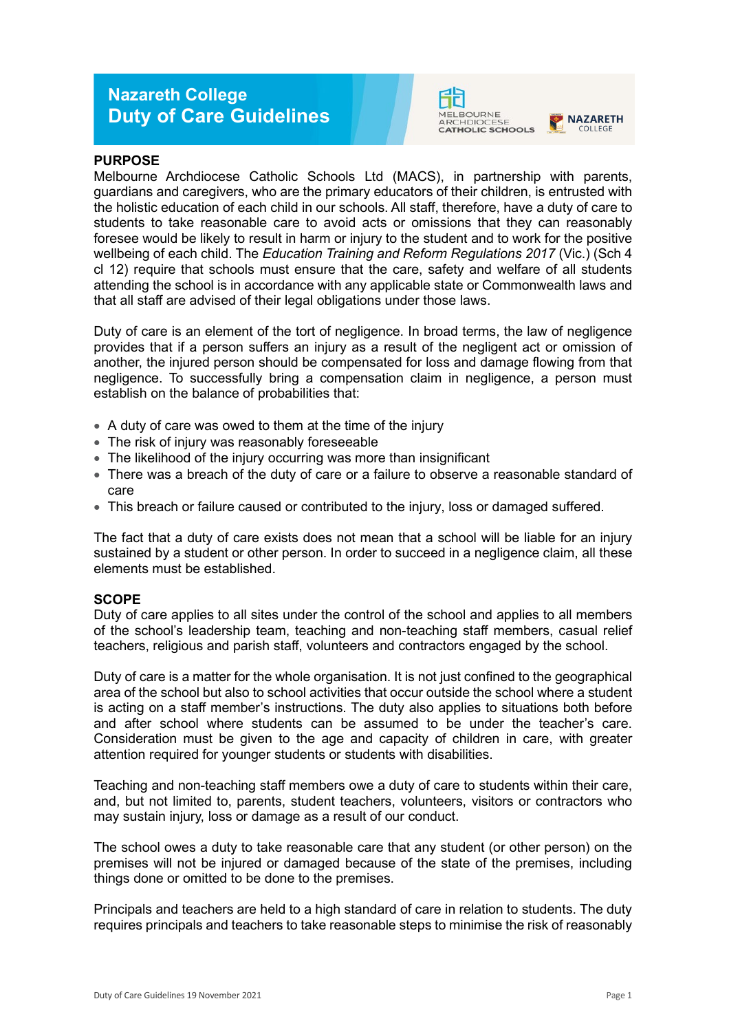# Nazareth College
# Duty of Care Guidelines

## PURPOSE

Melbourne Archdiocese Catholic Schools Ltd (MACS), in partnership with parents, guardians and caregivers, who are the primary educators of their children, is entrusted with the holistic education of each child in our schools. All staff, therefore, have a duty of care to students to take reasonable care to avoid acts or omissions that they can reasonably foresee would be likely to result in harm or injury to the student and to work for the positive wellbeing of each child. The *Education Training and Reform Regulations 2017* (Vic.) (Sch 4 cl 12) require that schools must ensure that the care, safety and welfare of all students attending the school is in accordance with any applicable state or Commonwealth laws and that all staff are advised of their legal obligations under those laws.

Duty of care is an element of the tort of negligence. In broad terms, the law of negligence provides that if a person suffers an injury as a result of the negligent act or omission of another, the injured person should be compensated for loss and damage flowing from that negligence. To successfully bring a compensation claim in negligence, a person must establish on the balance of probabilities that:

- A duty of care was owed to them at the time of the injury
- The risk of injury was reasonably foreseeable
- The likelihood of the injury occurring was more than insignificant
- There was a breach of the duty of care or a failure to observe a reasonable standard of care
- This breach or failure caused or contributed to the injury, loss or damaged suffered.

The fact that a duty of care exists does not mean that a school will be liable for an injury sustained by a student or other person. In order to succeed in a negligence claim, all these elements must be established.

## SCOPE

Duty of care applies to all sites under the control of the school and applies to all members of the school's leadership team, teaching and non-teaching staff members, casual relief teachers, religious and parish staff, volunteers and contractors engaged by the school.

Duty of care is a matter for the whole organisation. It is not just confined to the geographical area of the school but also to school activities that occur outside the school where a student is acting on a staff member's instructions. The duty also applies to situations both before and after school where students can be assumed to be under the teacher's care. Consideration must be given to the age and capacity of children in care, with greater attention required for younger students or students with disabilities.

Teaching and non-teaching staff members owe a duty of care to students within their care, and, but not limited to, parents, student teachers, volunteers, visitors or contractors who may sustain injury, loss or damage as a result of our conduct.

The school owes a duty to take reasonable care that any student (or other person) on the premises will not be injured or damaged because of the state of the premises, including things done or omitted to be done to the premises.

Principals and teachers are held to a high standard of care in relation to students. The duty requires principals and teachers to take reasonable steps to minimise the risk of reasonably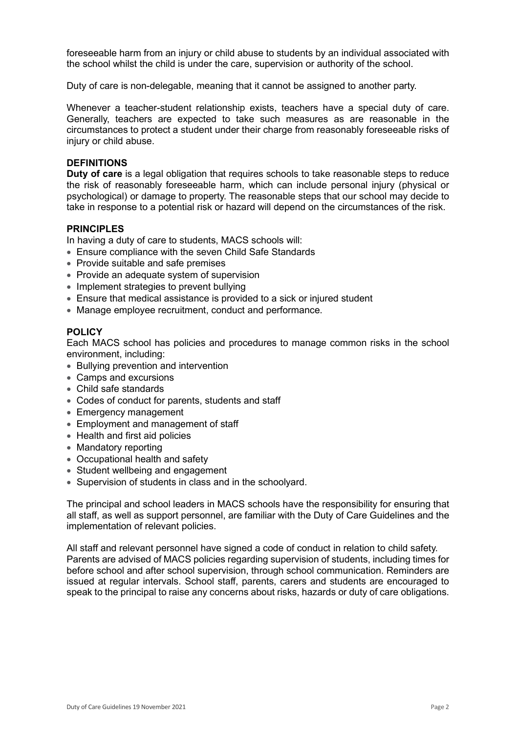foreseeable harm from an injury or child abuse to students by an individual associated with the school whilst the child is under the care, supervision or authority of the school.

Duty of care is non-delegable, meaning that it cannot be assigned to another party.

Whenever a teacher-student relationship exists, teachers have a special duty of care. Generally, teachers are expected to take such measures as are reasonable in the circumstances to protect a student under their charge from reasonably foreseeable risks of injury or child abuse.

## DEFINITIONS

**Duty of care** is a legal obligation that requires schools to take reasonable steps to reduce the risk of reasonably foreseeable harm, which can include personal injury (physical or psychological) or damage to property. The reasonable steps that our school may decide to take in response to a potential risk or hazard will depend on the circumstances of the risk.

## PRINCIPLES

In having a duty of care to students, MACS schools will:

- Ensure compliance with the seven Child Safe Standards
- Provide suitable and safe premises
- Provide an adequate system of supervision
- Implement strategies to prevent bullying
- Ensure that medical assistance is provided to a sick or injured student
- Manage employee recruitment, conduct and performance.

## POLICY

Each MACS school has policies and procedures to manage common risks in the school environment, including:

- Bullying prevention and intervention
- Camps and excursions
- Child safe standards
- Codes of conduct for parents, students and staff
- Emergency management
- Employment and management of staff
- Health and first aid policies
- Mandatory reporting
- Occupational health and safety
- Student wellbeing and engagement
- Supervision of students in class and in the schoolyard.

The principal and school leaders in MACS schools have the responsibility for ensuring that all staff, as well as support personnel, are familiar with the Duty of Care Guidelines and the implementation of relevant policies.

All staff and relevant personnel have signed a code of conduct in relation to child safety. Parents are advised of MACS policies regarding supervision of students, including times for before school and after school supervision, through school communication. Reminders are issued at regular intervals. School staff, parents, carers and students are encouraged to speak to the principal to raise any concerns about risks, hazards or duty of care obligations.